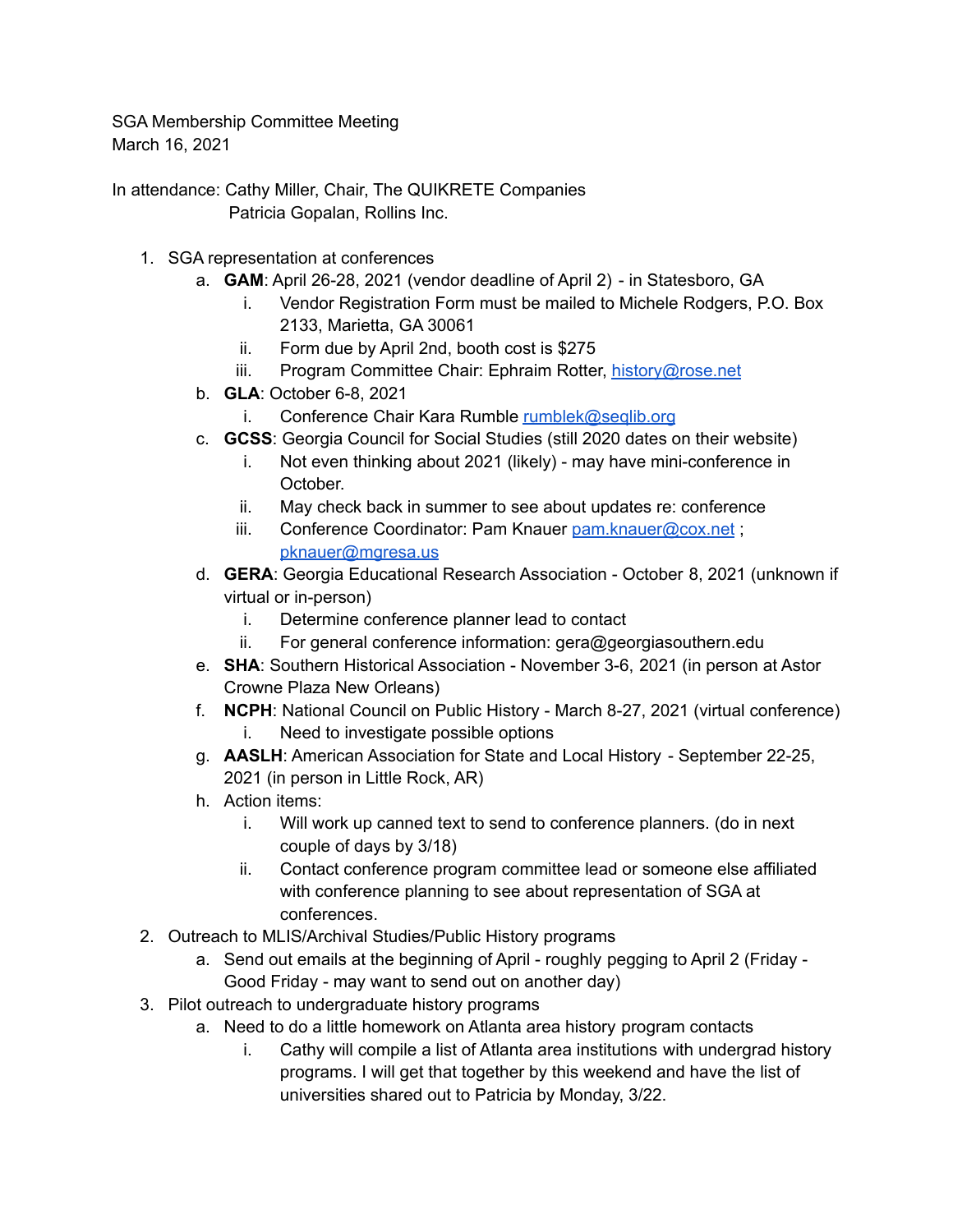SGA Membership Committee Meeting
March 16, 2021

In attendance: Cathy Miller, Chair, The QUIKRETE Companies
Patricia Gopalan, Rollins Inc.

1. SGA representation at conferences
   a. **GAM**: April 26-28, 2021 (vendor deadline of April 2) - in Statesboro, GA
      i. Vendor Registration Form must be mailed to Michele Rodgers, P.O. Box 2133, Marietta, GA 30061
      ii. Form due by April 2nd, booth cost is $275
      iii. Program Committee Chair: Ephraim Rotter, history@rose.net
   b. **GLA**: October 6-8, 2021
      i. Conference Chair Kara Rumble rumblek@seglib.org
   c. **GCSS**: Georgia Council for Social Studies (still 2020 dates on their website)
      i. Not even thinking about 2021 (likely) - may have mini-conference in October.
      ii. May check back in summer to see about updates re: conference
      iii. Conference Coordinator: Pam Knauer pam.knauer@cox.net ; pknauer@mgresa.us
   d. **GERA**: Georgia Educational Research Association - October 8, 2021 (unknown if virtual or in-person)
      i. Determine conference planner lead to contact
      ii. For general conference information: gera@georgiasouthern.edu
   e. **SHA**: Southern Historical Association - November 3-6, 2021 (in person at Astor Crowne Plaza New Orleans)
   f. **NCPH**: National Council on Public History - March 8-27, 2021 (virtual conference)
      i. Need to investigate possible options
   g. **AASLH**: American Association for State and Local History - September 22-25, 2021 (in person in Little Rock, AR)
   h. Action items:
      i. Will work up canned text to send to conference planners. (do in next couple of days by 3/18)
      ii. Contact conference program committee lead or someone else affiliated with conference planning to see about representation of SGA at conferences.
2. Outreach to MLIS/Archival Studies/Public History programs
   a. Send out emails at the beginning of April - roughly pegging to April 2 (Friday - Good Friday - may want to send out on another day)
3. Pilot outreach to undergraduate history programs
   a. Need to do a little homework on Atlanta area history program contacts
      i. Cathy will compile a list of Atlanta area institutions with undergrad history programs. I will get that together by this weekend and have the list of universities shared out to Patricia by Monday, 3/22.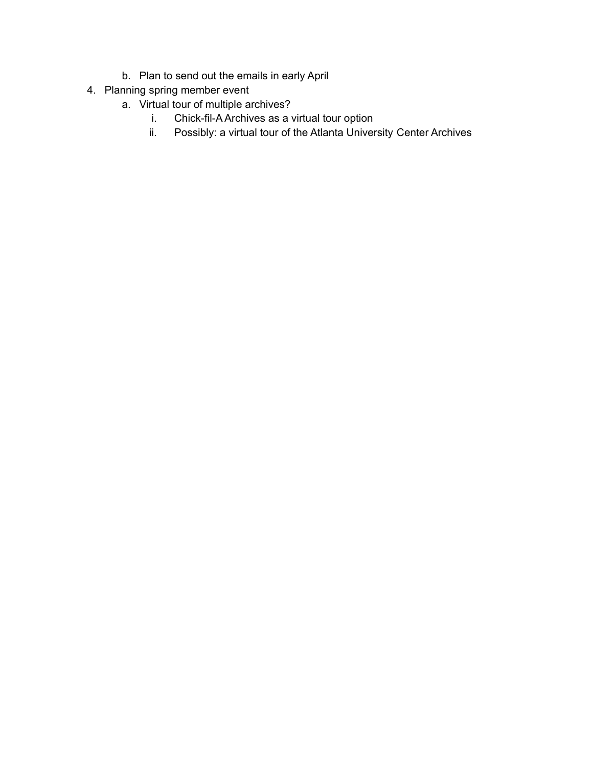b. Plan to send out the emails in early April
4. Planning spring member event
   a. Virtual tour of multiple archives?
      i. Chick-fil-A Archives as a virtual tour option
      ii. Possibly: a virtual tour of the Atlanta University Center Archives